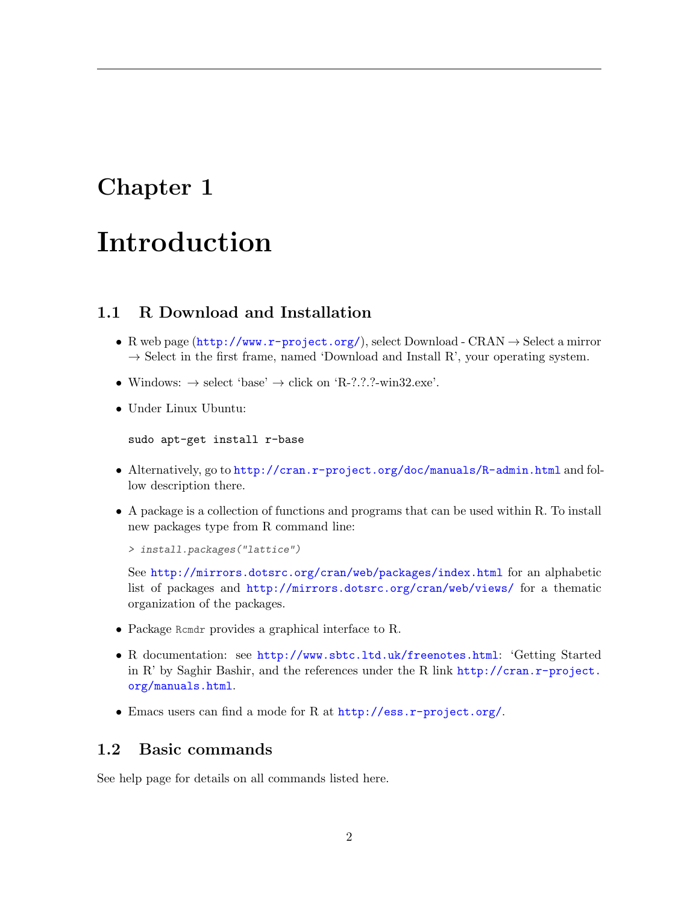# Chapter 1

# Introduction

## 1.1 R Download and Installation

- R web page (http://www.r-project.org/), select Download - CRAN → Select a mirror → Select in the first frame, named 'Download and Install R', your operating system.
- Windows: → select 'base' → click on 'R-?.?.?-win32.exe'.
- Under Linux Ubuntu:

  ```
  sudo apt-get install r-base
  ```

- Alternatively, go to http://cran.r-project.org/doc/manuals/R-admin.html and follow description there.
- A package is a collection of functions and programs that can be used within R. To install new packages type from R command line:

  ```
  > install.packages("lattice")
  ```

  See http://mirrors.dotsrc.org/cran/web/packages/index.html for an alphabetic list of packages and http://mirrors.dotsrc.org/cran/web/views/ for a thematic organization of the packages.

- Package `Rcmdr` provides a graphical interface to R.
- R documentation: see http://www.sbtc.ltd.uk/freenotes.html: 'Getting Started in R' by Saghir Bashir, and the references under the R link http://cran.r-project.org/manuals.html.
- Emacs users can find a mode for R at http://ess.r-project.org/.

## 1.2 Basic commands

See help page for details on all commands listed here.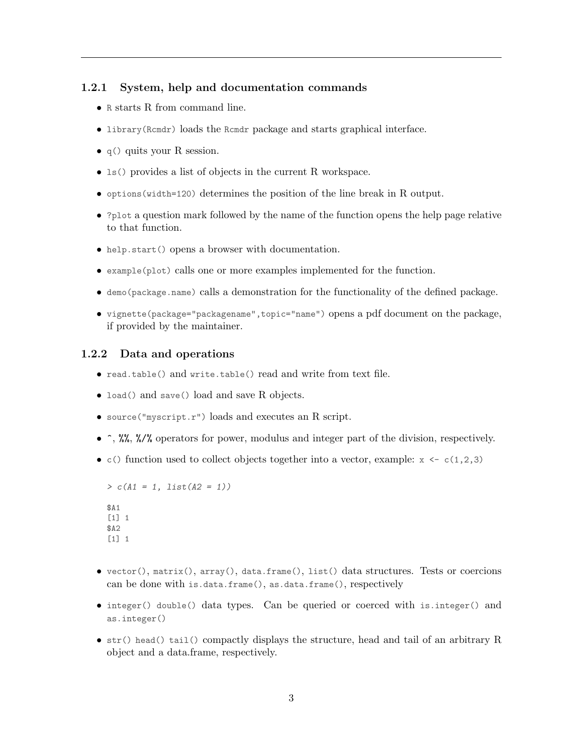### 1.2.1 System, help and documentation commands

- `R` starts R from command line.
- `library(Rcmdr)` loads the `Rcmdr` package and starts graphical interface.
- `q()` quits your R session.
- `ls()` provides a list of objects in the current R workspace.
- `options(width=120)` determines the position of the line break in R output.
- `?plot` a question mark followed by the name of the function opens the help page relative to that function.
- `help.start()` opens a browser with documentation.
- `example(plot)` calls one or more examples implemented for the function.
- `demo(package.name)` calls a demonstration for the functionality of the defined package.
- `vignette(package="packagename",topic="name")` opens a pdf document on the package, if provided by the maintainer.

### 1.2.2 Data and operations

- `read.table()` and `write.table()` read and write from text file.
- `load()` and `save()` load and save R objects.
- `source("myscript.r")` loads and executes an R script.
- `^`, `%%`, `%/%` operators for power, modulus and integer part of the division, respectively.
- `c()` function used to collect objects together into a vector, example: `x <- c(1,2,3)`

```
> c(A1 = 1, list(A2 = 1))

$A1
[1] 1
$A2
[1] 1
```

- `vector()`, `matrix()`, `array()`, `data.frame()`, `list()` data structures. Tests or coercions can be done with `is.data.frame()`, `as.data.frame()`, respectively
- `integer()` `double()` data types. Can be queried or coerced with `is.integer()` and `as.integer()`
- `str()` `head()` `tail()` compactly displays the structure, head and tail of an arbitrary R object and a data.frame, respectively.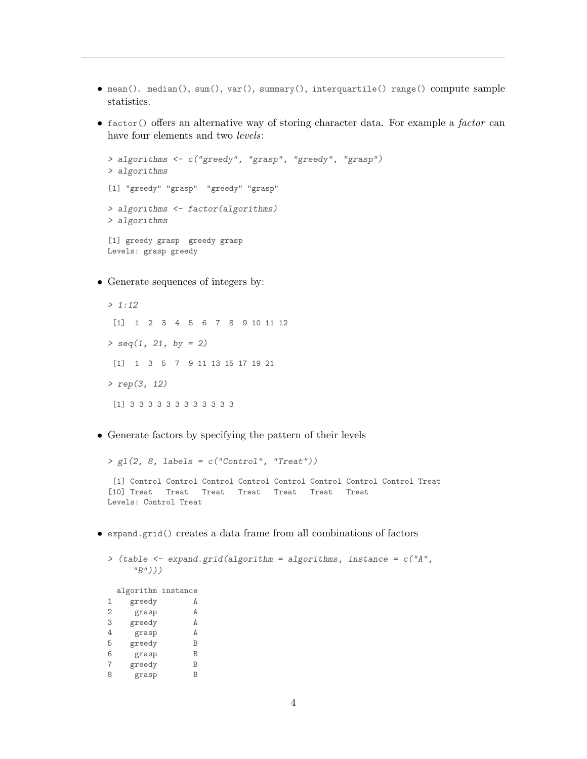- `mean()`. `median()`, `sum()`, `var()`, `summary()`, `interquartile()` `range()` compute sample statistics.

- `factor()` offers an alternative way of storing character data. For example a *factor* can have four elements and two *levels*:

```
> algorithms <- c("greedy", "grasp", "greedy", "grasp")
> algorithms

[1] "greedy" "grasp"  "greedy" "grasp"

> algorithms <- factor(algorithms)
> algorithms

[1] greedy grasp  greedy grasp
Levels: grasp greedy
```

- Generate sequences of integers by:

```
> 1:12

 [1]  1  2  3  4  5  6  7  8  9 10 11 12

> seq(1, 21, by = 2)

 [1]  1  3  5  7  9 11 13 15 17 19 21

> rep(3, 12)

 [1] 3 3 3 3 3 3 3 3 3 3 3 3
```

- Generate factors by specifying the pattern of their levels

```
> gl(2, 8, labels = c("Control", "Treat"))

 [1] Control Control Control Control Control Control Control Control Treat
[10] Treat   Treat   Treat   Treat   Treat   Treat   Treat
Levels: Control Treat
```

- `expand.grid()` creates a data frame from all combinations of factors

```
> (table <- expand.grid(algorithm = algorithms, instance = c("A",
      "B")))

  algorithm instance
1    greedy        A
2     grasp        A
3    greedy        A
4     grasp        A
5    greedy        B
6     grasp        B
7    greedy        B
8     grasp        B
```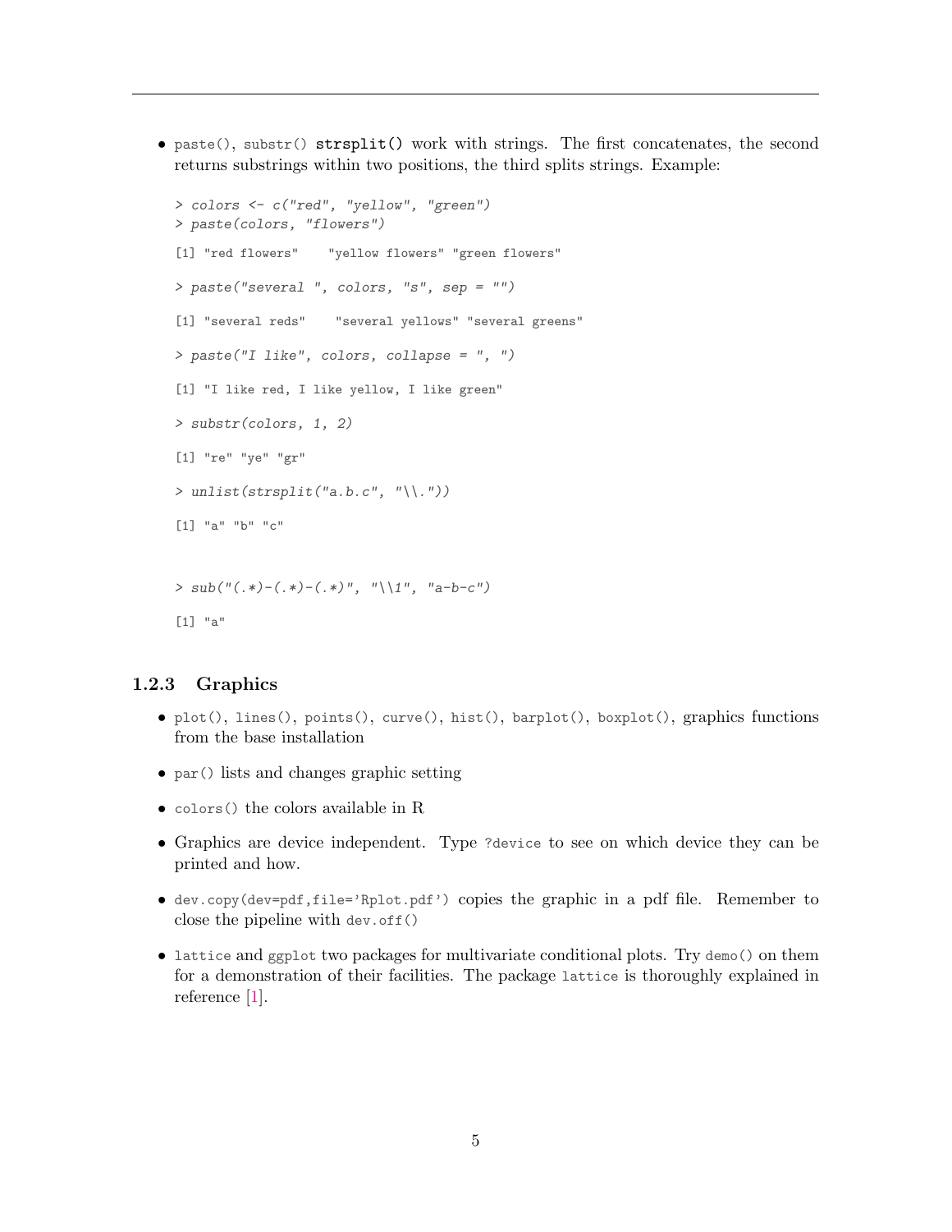- `paste()`, `substr()` **`strsplit()`** work with strings. The first concatenates, the second returns substrings within two positions, the third splits strings. Example:

```
> colors <- c("red", "yellow", "green")
> paste(colors, "flowers")

[1] "red flowers"    "yellow flowers" "green flowers"

> paste("several ", colors, "s", sep = "")

[1] "several reds"    "several yellows" "several greens"

> paste("I like", colors, collapse = ", ")

[1] "I like red, I like yellow, I like green"

> substr(colors, 1, 2)

[1] "re" "ye" "gr"

> unlist(strsplit("a.b.c", "\\."))

[1] "a" "b" "c"


> sub("(.*)-(.*)-(.*)", "\\1", "a-b-c")

[1] "a"
```

### 1.2.3 Graphics

- `plot()`, `lines()`, `points()`, `curve()`, `hist()`, `barplot()`, `boxplot()`, graphics functions from the base installation
- `par()` lists and changes graphic setting
- `colors()` the colors available in R
- Graphics are device independent. Type `?device` to see on which device they can be printed and how.
- `dev.copy(dev=pdf,file='Rplot.pdf')` copies the graphic in a pdf file. Remember to close the pipeline with `dev.off()`
- `lattice` and `ggplot` two packages for multivariate conditional plots. Try `demo()` on them for a demonstration of their facilities. The package `lattice` is thoroughly explained in reference [1].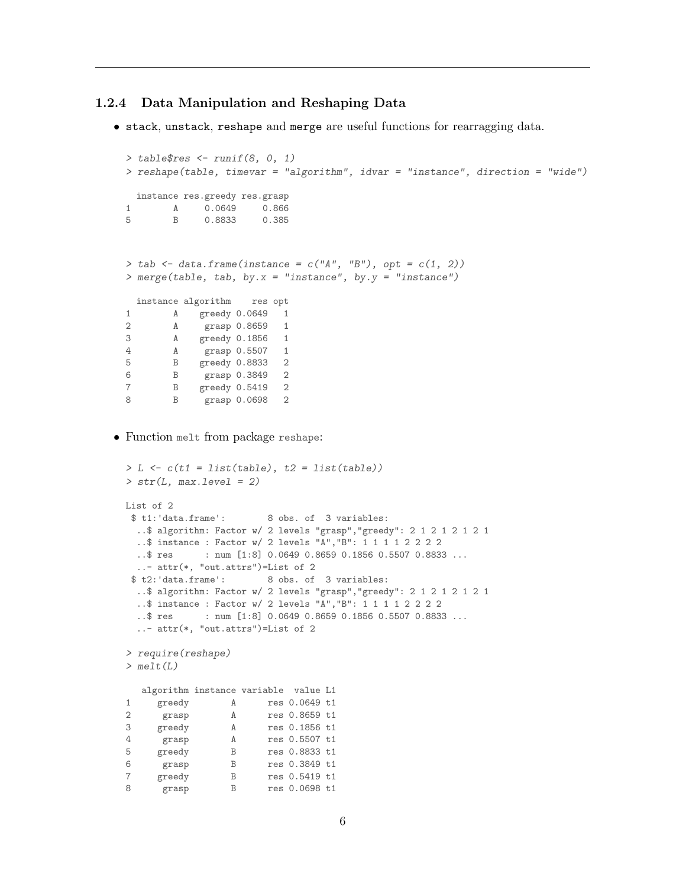### 1.2.4 Data Manipulation and Reshaping Data

- stack, unstack, reshape and merge are useful functions for rearragging data.

```
> table$res <- runif(8, 0, 1)
> reshape(table, timevar = "algorithm", idvar = "instance", direction = "wide")

  instance res.greedy res.grasp
1        A     0.0649     0.866
5        B     0.8833     0.385
```

```
> tab <- data.frame(instance = c("A", "B"), opt = c(1, 2))
> merge(table, tab, by.x = "instance", by.y = "instance")

  instance algorithm    res opt
1        A    greedy 0.0649   1
2        A     grasp 0.8659   1
3        A    greedy 0.1856   1
4        A     grasp 0.5507   1
5        B    greedy 0.8833   2
6        B     grasp 0.3849   2
7        B    greedy 0.5419   2
8        B     grasp 0.0698   2
```

- Function melt from package reshape:

```
> L <- c(t1 = list(table), t2 = list(table))
> str(L, max.level = 2)

List of 2
 $ t1:'data.frame':        8 obs. of  3 variables:
  ..$ algorithm: Factor w/ 2 levels "grasp","greedy": 2 1 2 1 2 1 2 1
  ..$ instance : Factor w/ 2 levels "A","B": 1 1 1 1 2 2 2 2
  ..$ res      : num [1:8] 0.0649 0.8659 0.1856 0.5507 0.8833 ...
  ..- attr(*, "out.attrs")=List of 2
 $ t2:'data.frame':        8 obs. of  3 variables:
  ..$ algorithm: Factor w/ 2 levels "grasp","greedy": 2 1 2 1 2 1 2 1
  ..$ instance : Factor w/ 2 levels "A","B": 1 1 1 1 2 2 2 2
  ..$ res      : num [1:8] 0.0649 0.8659 0.1856 0.5507 0.8833 ...
  ..- attr(*, "out.attrs")=List of 2

> require(reshape)
> melt(L)

   algorithm instance variable  value L1
1     greedy        A      res 0.0649 t1
2      grasp        A      res 0.8659 t1
3     greedy        A      res 0.1856 t1
4      grasp        A      res 0.5507 t1
5     greedy        B      res 0.8833 t1
6      grasp        B      res 0.3849 t1
7     greedy        B      res 0.5419 t1
8      grasp        B      res 0.0698 t1
```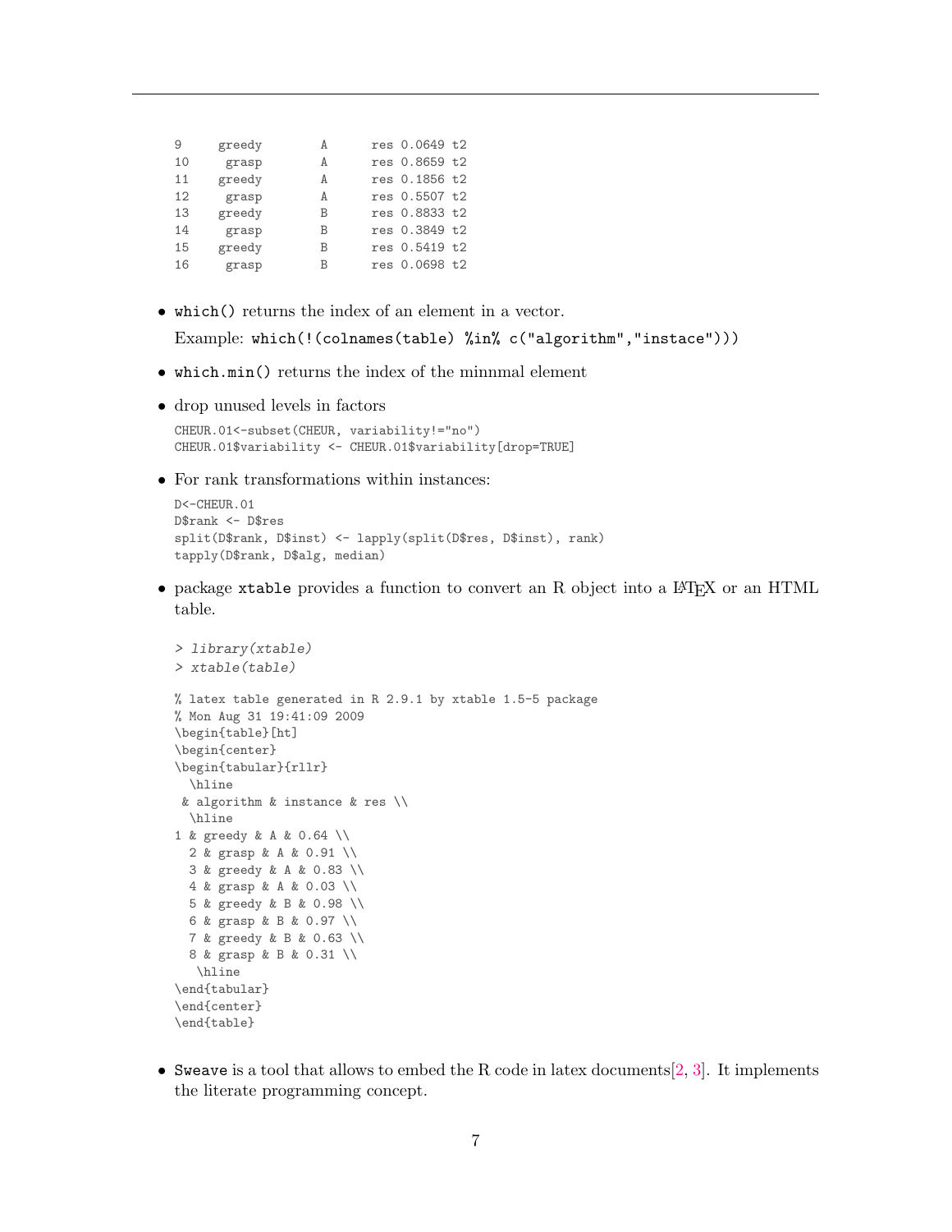```
9     greedy        A      res 0.0649 t2
10     grasp        A      res 0.8659 t2
11    greedy        A      res 0.1856 t2
12     grasp        A      res 0.5507 t2
13    greedy        B      res 0.8833 t2
14     grasp        B      res 0.3849 t2
15    greedy        B      res 0.5419 t2
16     grasp        B      res 0.0698 t2
```

- `which()` returns the index of an element in a vector.

  Example: `which(!(colnames(table) %in% c("algorithm","instace")))`

- `which.min()` returns the index of the minnmal element

- drop unused levels in factors

  ```
  CHEUR.01<-subset(CHEUR, variability!="no")
  CHEUR.01$variability <- CHEUR.01$variability[drop=TRUE]
  ```

- For rank transformations within instances:

  ```
  D<-CHEUR.01
  D$rank <- D$res
  split(D$rank, D$inst) <- lapply(split(D$res, D$inst), rank)
  tapply(D$rank, D$alg, median)
  ```

- package `xtable` provides a function to convert an R object into a LaTeX or an HTML table.

  ```
  > library(xtable)
  > xtable(table)

  % latex table generated in R 2.9.1 by xtable 1.5-5 package
  % Mon Aug 31 19:41:09 2009
  \begin{table}[ht]
  \begin{center}
  \begin{tabular}{rllr}
    \hline
   & algorithm & instance & res \\
    \hline
  1 & greedy & A & 0.64 \\
    2 & grasp & A & 0.91 \\
    3 & greedy & A & 0.83 \\
    4 & grasp & A & 0.03 \\
    5 & greedy & B & 0.98 \\
    6 & grasp & B & 0.97 \\
    7 & greedy & B & 0.63 \\
    8 & grasp & B & 0.31 \\
     \hline
  \end{tabular}
  \end{center}
  \end{table}
  ```

- `Sweave` is a tool that allows to embed the R code in latex documents[2, 3]. It implements the literate programming concept.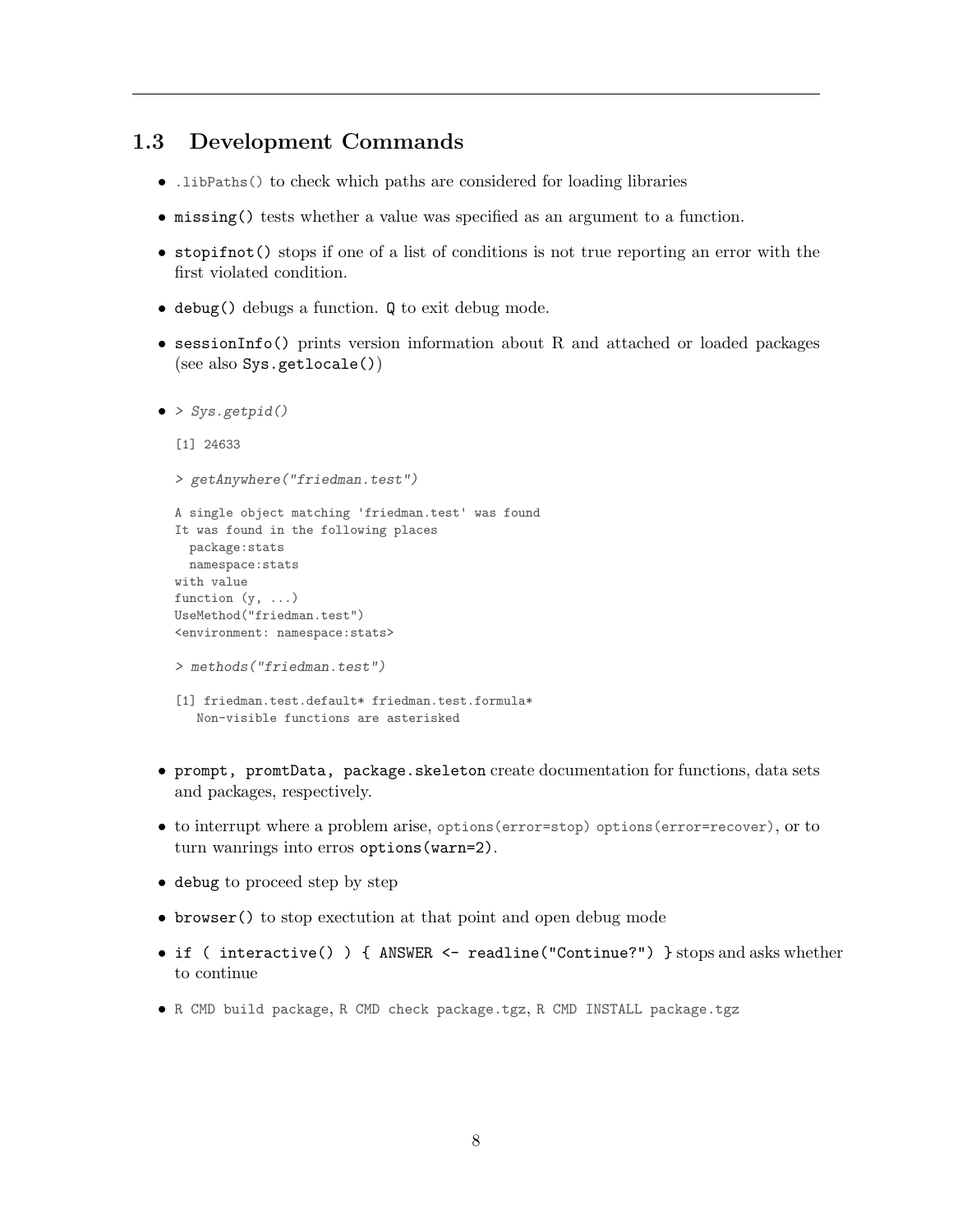## 1.3 Development Commands

- `.libPaths()` to check which paths are considered for loading libraries
- **missing()** tests whether a value was specified as an argument to a function.
- **stopifnot()** stops if one of a list of conditions is not true reporting an error with the first violated condition.
- **debug()** debugs a function. **Q** to exit debug mode.
- **sessionInfo()** prints version information about R and attached or loaded packages (see also **Sys.getlocale()**)
- 

```
> Sys.getpid()

[1] 24633

> getAnywhere("friedman.test")

A single object matching 'friedman.test' was found
It was found in the following places
  package:stats
  namespace:stats
with value
function (y, ...)
UseMethod("friedman.test")
<environment: namespace:stats>

> methods("friedman.test")

[1] friedman.test.default* friedman.test.formula*
   Non-visible functions are asterisked
```

- **prompt, promtData, package.skeleton** create documentation for functions, data sets and packages, respectively.
- to interrupt where a problem arise, `options(error=stop)` `options(error=recover)`, or to turn wanrings into erros **options(warn=2)**.
- **debug** to proceed step by step
- **browser()** to stop exectution at that point and open debug mode
- **if ( interactive() ) { ANSWER <- readline("Continue?") }** stops and asks whether to continue
- `R CMD build package`, `R CMD check package.tgz`, `R CMD INSTALL package.tgz`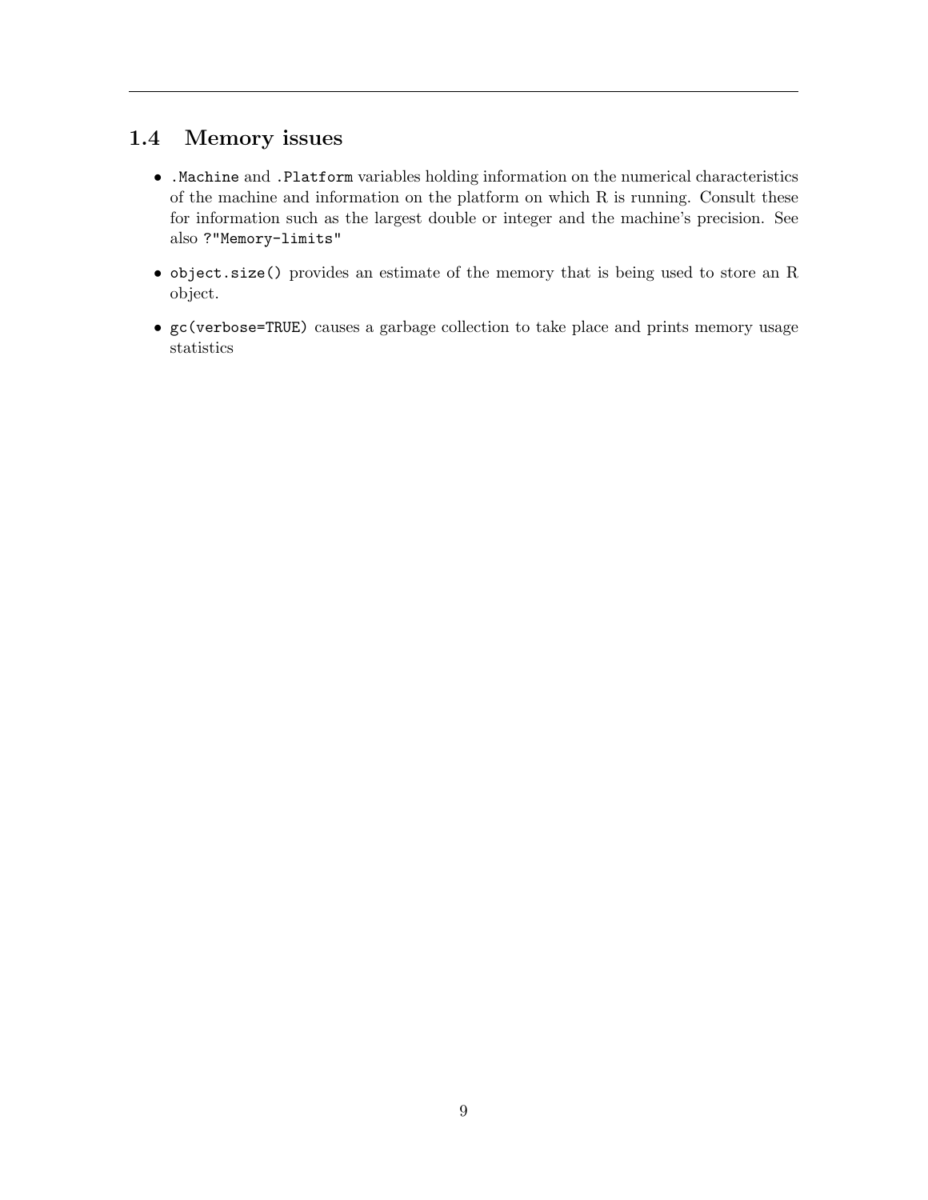## 1.4 Memory issues

- `.Machine` and `.Platform` variables holding information on the numerical characteristics of the machine and information on the platform on which R is running. Consult these for information such as the largest double or integer and the machine's precision. See also `?"Memory-limits"`
- `object.size()` provides an estimate of the memory that is being used to store an R object.
- `gc(verbose=TRUE)` causes a garbage collection to take place and prints memory usage statistics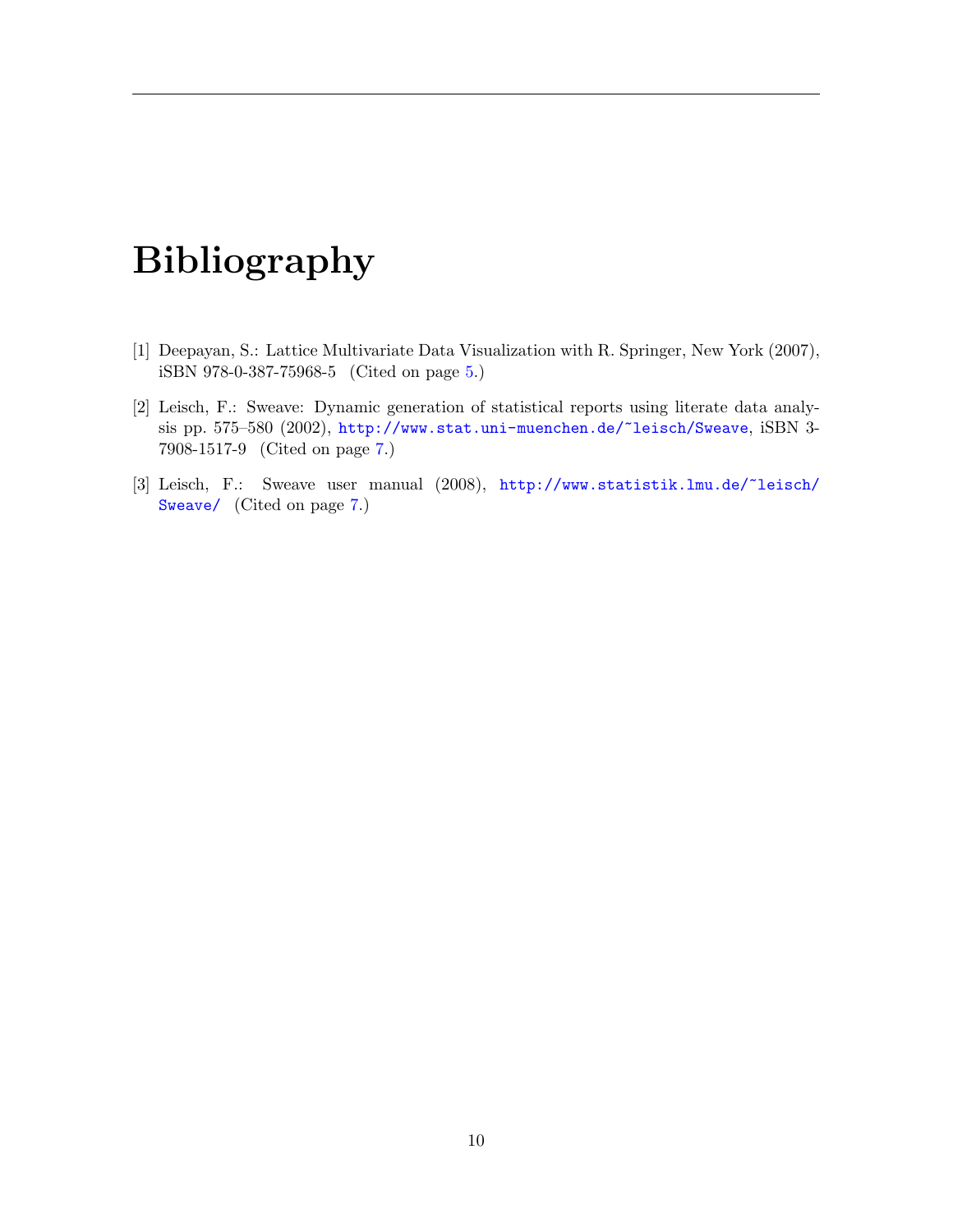# Bibliography

[1] Deepayan, S.: Lattice Multivariate Data Visualization with R. Springer, New York (2007), iSBN 978-0-387-75968-5 (Cited on page 5.)

[2] Leisch, F.: Sweave: Dynamic generation of statistical reports using literate data analysis pp. 575–580 (2002), http://www.stat.uni-muenchen.de/~leisch/Sweave, iSBN 3-7908-1517-9 (Cited on page 7.)

[3] Leisch, F.: Sweave user manual (2008), http://www.statistik.lmu.de/~leisch/Sweave/ (Cited on page 7.)